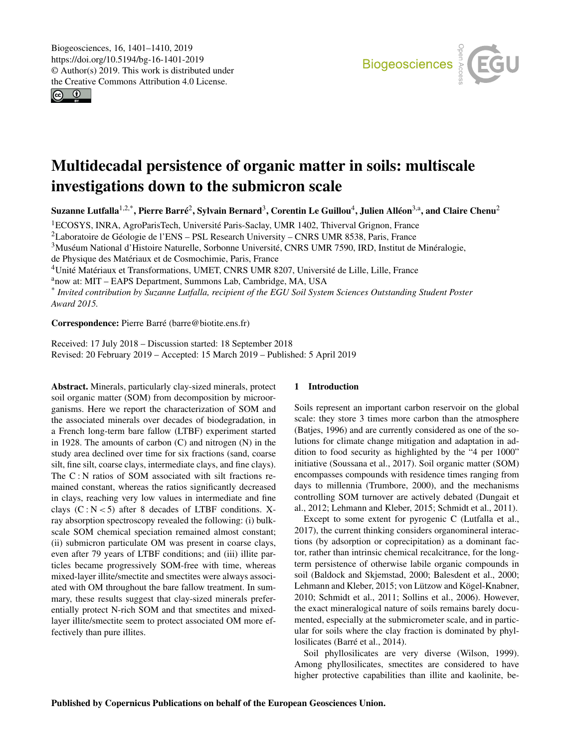# Multidecadal persistence of organic matter in soils: multiscale investigations down to the submicron scale

**Suzanne Lutfalla[1,2,*], Pierre Barré[2], Sylvain Bernard[3], Corentin Le Guillou[4], Julien Alléon[3,a], and Claire Chenu[2]**

[1]ECOSYS, INRA, AgroParisTech, Université Paris-Saclay, UMR 1402, Thiverval Grignon, France
[2]Laboratoire de Géologie de l'ENS – PSL Research University – CNRS UMR 8538, Paris, France
[3]Muséum National d'Histoire Naturelle, Sorbonne Université, CNRS UMR 7590, IRD, Institut de Minéralogie, de Physique des Matériaux et de Cosmochimie, Paris, France
[4]Unité Matériaux et Transformations, UMET, CNRS UMR 8207, Université de Lille, Lille, France
[a]now at: MIT – EAPS Department, Summons Lab, Cambridge, MA, USA
[*]*Invited contribution by Suzanne Lutfalla, recipient of the EGU Soil System Sciences Outstanding Student Poster Award 2015.*

**Correspondence:** Pierre Barré (barre@biotite.ens.fr)

Received: 17 July 2018 – Discussion started: 18 September 2018
Revised: 20 February 2019 – Accepted: 15 March 2019 – Published: 5 April 2019

**Abstract.** Minerals, particularly clay-sized minerals, protect soil organic matter (SOM) from decomposition by microorganisms. Here we report the characterization of SOM and the associated minerals over decades of biodegradation, in a French long-term bare fallow (LTBF) experiment started in 1928. The amounts of carbon (C) and nitrogen (N) in the study area declined over time for six fractions (sand, coarse silt, fine silt, coarse clays, intermediate clays, and fine clays). The C : N ratios of SOM associated with silt fractions remained constant, whereas the ratios significantly decreased in clays, reaching very low values in intermediate and fine clays (C : N < 5) after 8 decades of LTBF conditions. X-ray absorption spectroscopy revealed the following: (i) bulk-scale SOM chemical speciation remained almost constant; (ii) submicron particulate OM was present in coarse clays, even after 79 years of LTBF conditions; and (iii) illite particles became progressively SOM-free with time, whereas mixed-layer illite/smectite and smectites were always associated with OM throughout the bare fallow treatment. In summary, these results suggest that clay-sized minerals preferentially protect N-rich SOM and that smectites and mixed-layer illite/smectite seem to protect associated OM more effectively than pure illites.

## 1 Introduction

Soils represent an important carbon reservoir on the global scale: they store 3 times more carbon than the atmosphere (Batjes, 1996) and are currently considered as one of the solutions for climate change mitigation and adaptation in addition to food security as highlighted by the "4 per 1000" initiative (Soussana et al., 2017). Soil organic matter (SOM) encompasses compounds with residence times ranging from days to millennia (Trumbore, 2000), and the mechanisms controlling SOM turnover are actively debated (Dungait et al., 2012; Lehmann and Kleber, 2015; Schmidt et al., 2011).

Except to some extent for pyrogenic C (Lutfalla et al., 2017), the current thinking considers organomineral interactions (by adsorption or coprecipitation) as a dominant factor, rather than intrinsic chemical recalcitrance, for the long-term persistence of otherwise labile organic compounds in soil (Baldock and Skjemstad, 2000; Balesdent et al., 2000; Lehmann and Kleber, 2015; von Lützow and Kögel-Knabner, 2010; Schmidt et al., 2011; Sollins et al., 2006). However, the exact mineralogical nature of soils remains barely documented, especially at the submicrometer scale, and in particular for soils where the clay fraction is dominated by phyllosilicates (Barré et al., 2014).

Soil phyllosilicates are very diverse (Wilson, 1999). Among phyllosilicates, smectites are considered to have higher protective capabilities than illite and kaolinite, be-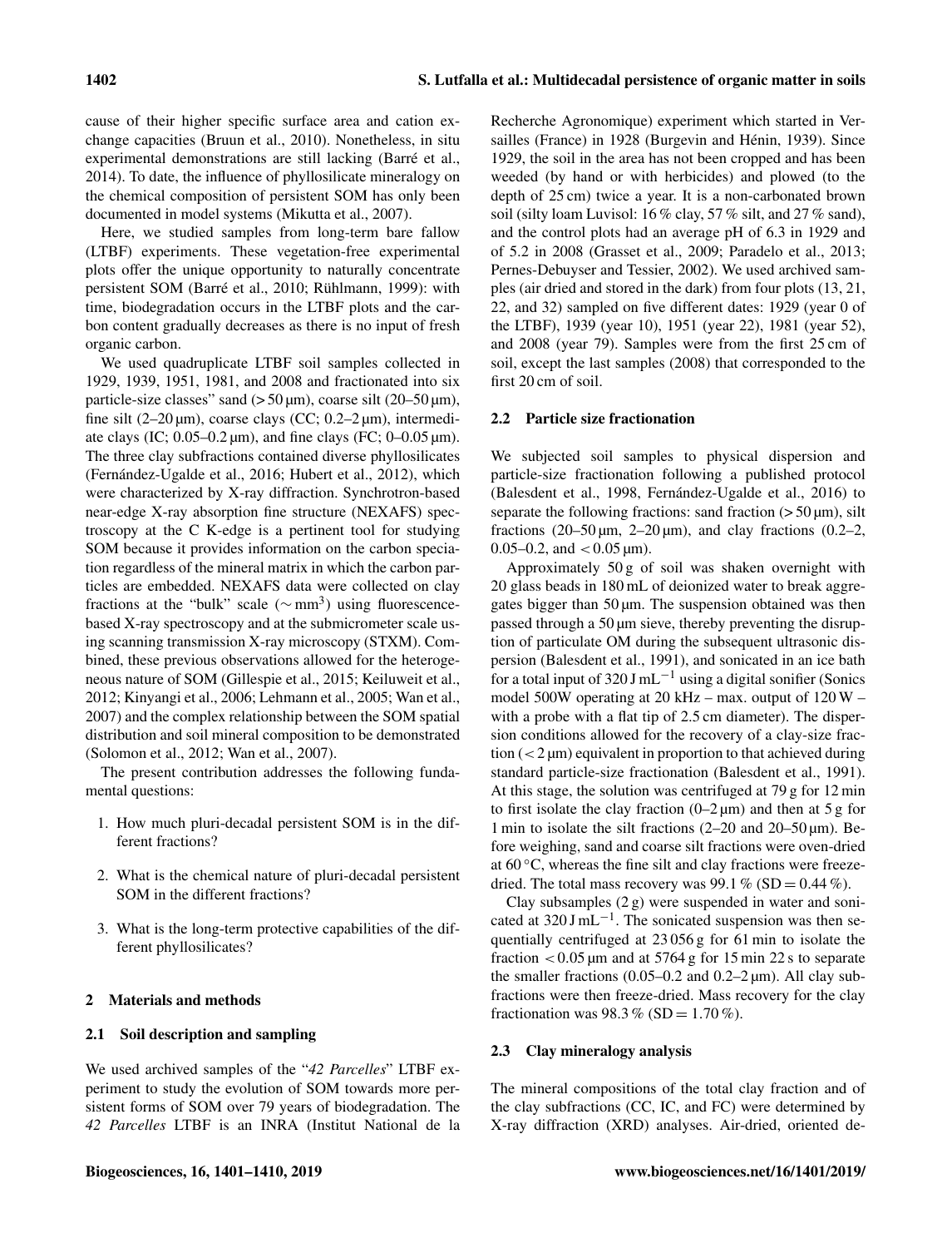cause of their higher specific surface area and cation exchange capacities (Bruun et al., 2010). Nonetheless, in situ experimental demonstrations are still lacking (Barré et al., 2014). To date, the influence of phyllosilicate mineralogy on the chemical composition of persistent SOM has only been documented in model systems (Mikutta et al., 2007).

Here, we studied samples from long-term bare fallow (LTBF) experiments. These vegetation-free experimental plots offer the unique opportunity to naturally concentrate persistent SOM (Barré et al., 2010; Rühlmann, 1999): with time, biodegradation occurs in the LTBF plots and the carbon content gradually decreases as there is no input of fresh organic carbon.

We used quadruplicate LTBF soil samples collected in 1929, 1939, 1951, 1981, and 2008 and fractionated into six particle-size classes" sand (> 50 µm), coarse silt (20–50 µm), fine silt (2–20 µm), coarse clays (CC; 0.2–2 µm), intermediate clays (IC; 0.05–0.2 µm), and fine clays (FC; 0–0.05 µm). The three clay subfractions contained diverse phyllosilicates (Fernández-Ugalde et al., 2016; Hubert et al., 2012), which were characterized by X-ray diffraction. Synchrotron-based near-edge X-ray absorption fine structure (NEXAFS) spectroscopy at the C K-edge is a pertinent tool for studying SOM because it provides information on the carbon speciation regardless of the mineral matrix in which the carbon particles are embedded. NEXAFS data were collected on clay fractions at the "bulk" scale (∼ $mm^3$) using fluorescence-based X-ray spectroscopy and at the submicrometer scale using scanning transmission X-ray microscopy (STXM). Combined, these previous observations allowed for the heterogeneous nature of SOM (Gillespie et al., 2015; Keiluweit et al., 2012; Kinyangi et al., 2006; Lehmann et al., 2005; Wan et al., 2007) and the complex relationship between the SOM spatial distribution and soil mineral composition to be demonstrated (Solomon et al., 2012; Wan et al., 2007).

The present contribution addresses the following fundamental questions:

1. How much pluri-decadal persistent SOM is in the different fractions?
2. What is the chemical nature of pluri-decadal persistent SOM in the different fractions?
3. What is the long-term protective capabilities of the different phyllosilicates?

## 2 Materials and methods

### 2.1 Soil description and sampling

We used archived samples of the "*42 Parcelles*" LTBF experiment to study the evolution of SOM towards more persistent forms of SOM over 79 years of biodegradation. The *42 Parcelles* LTBF is an INRA (Institut National de la Recherche Agronomique) experiment which started in Versailles (France) in 1928 (Burgevin and Hénin, 1939). Since 1929, the soil in the area has not been cropped and has been weeded (by hand or with herbicides) and plowed (to the depth of 25 cm) twice a year. It is a non-carbonated brown soil (silty loam Luvisol: 16 % clay, 57 % silt, and 27 % sand), and the control plots had an average pH of 6.3 in 1929 and of 5.2 in 2008 (Grasset et al., 2009; Paradelo et al., 2013; Pernes-Debuyser and Tessier, 2002). We used archived samples (air dried and stored in the dark) from four plots (13, 21, 22, and 32) sampled on five different dates: 1929 (year 0 of the LTBF), 1939 (year 10), 1951 (year 22), 1981 (year 52), and 2008 (year 79). Samples were from the first 25 cm of soil, except the last samples (2008) that corresponded to the first 20 cm of soil.

### 2.2 Particle size fractionation

We subjected soil samples to physical dispersion and particle-size fractionation following a published protocol (Balesdent et al., 1998, Fernández-Ugalde et al., 2016) to separate the following fractions: sand fraction (> 50 µm), silt fractions (20–50 µm, 2–20 µm), and clay fractions (0.2–2, 0.05–0.2, and < 0.05 µm).

Approximately 50 g of soil was shaken overnight with 20 glass beads in 180 mL of deionized water to break aggregates bigger than 50 µm. The suspension obtained was then passed through a 50 µm sieve, thereby preventing the disruption of particulate OM during the subsequent ultrasonic dispersion (Balesdent et al., 1991), and sonicated in an ice bath for a total input of 320 J $mL^{-1}$ using a digital sonifier (Sonics model 500W operating at 20 kHz – max. output of 120 W – with a probe with a flat tip of 2.5 cm diameter). The dispersion conditions allowed for the recovery of a clay-size fraction (< 2 µm) equivalent in proportion to that achieved during standard particle-size fractionation (Balesdent et al., 1991). At this stage, the solution was centrifuged at 79 g for 12 min to first isolate the clay fraction (0–2 µm) and then at 5 g for 1 min to isolate the silt fractions (2–20 and 20–50 µm). Before weighing, sand and coarse silt fractions were oven-dried at 60 °C, whereas the fine silt and clay fractions were freeze-dried. The total mass recovery was 99.1 % (SD = 0.44 %).

Clay subsamples (2 g) were suspended in water and sonicated at 320 J $mL^{-1}$. The sonicated suspension was then sequentially centrifuged at 23 056 g for 61 min to isolate the fraction < 0.05 µm and at 5764 g for 15 min 22 s to separate the smaller fractions (0.05–0.2 and 0.2–2 µm). All clay subfractions were then freeze-dried. Mass recovery for the clay fractionation was 98.3 % (SD = 1.70 %).

### 2.3 Clay mineralogy analysis

The mineral compositions of the total clay fraction and of the clay subfractions (CC, IC, and FC) were determined by X-ray diffraction (XRD) analyses. Air-dried, oriented de-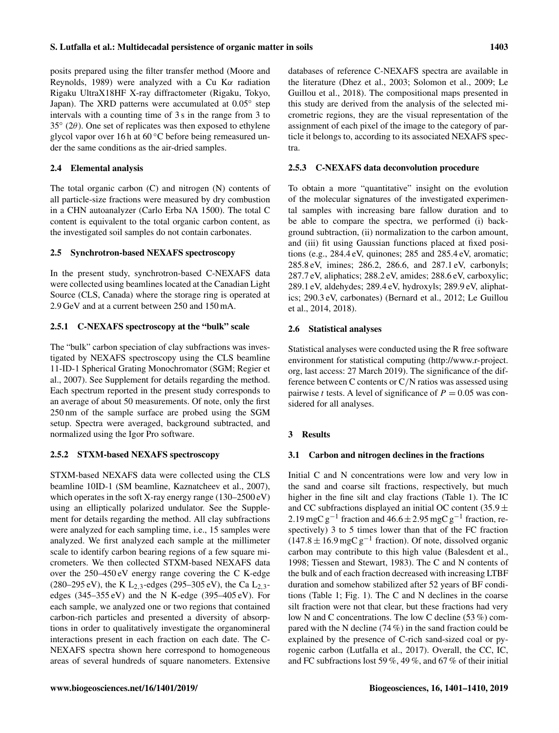posits prepared using the filter transfer method (Moore and Reynolds, 1989) were analyzed with a Cu K$\alpha$ radiation Rigaku UltraX18HF X-ray diffractometer (Rigaku, Tokyo, Japan). The XRD patterns were accumulated at 0.05° step intervals with a counting time of 3 s in the range from 3 to 35° ($2\theta$). One set of replicates was then exposed to ethylene glycol vapor over 16 h at 60 °C before being remeasured under the same conditions as the air-dried samples.

### 2.4 Elemental analysis

The total organic carbon (C) and nitrogen (N) contents of all particle-size fractions were measured by dry combustion in a CHN autoanalyzer (Carlo Erba NA 1500). The total C content is equivalent to the total organic carbon content, as the investigated soil samples do not contain carbonates.

### 2.5 Synchrotron-based NEXAFS spectroscopy

In the present study, synchrotron-based C-NEXAFS data were collected using beamlines located at the Canadian Light Source (CLS, Canada) where the storage ring is operated at 2.9 GeV and at a current between 250 and 150 mA.

#### 2.5.1 C-NEXAFS spectroscopy at the "bulk" scale

The "bulk" carbon speciation of clay subfractions was investigated by NEXAFS spectroscopy using the CLS beamline 11-ID-1 Spherical Grating Monochromator (SGM; Regier et al., 2007). See Supplement for details regarding the method. Each spectrum reported in the present study corresponds to an average of about 50 measurements. Of note, only the first 250 nm of the sample surface are probed using the SGM setup. Spectra were averaged, background subtracted, and normalized using the Igor Pro software.

#### 2.5.2 STXM-based NEXAFS spectroscopy

STXM-based NEXAFS data were collected using the CLS beamline 10ID-1 (SM beamline, Kaznatcheev et al., 2007), which operates in the soft X-ray energy range (130–2500 eV) using an elliptically polarized undulator. See the Supplement for details regarding the method. All clay subfractions were analyzed for each sampling time, i.e., 15 samples were analyzed. We first analyzed each sample at the millimeter scale to identify carbon bearing regions of a few square micrometers. We then collected STXM-based NEXAFS data over the 250–450 eV energy range covering the C K-edge (280–295 eV), the K $L_{2,3}$-edges (295–305 eV), the Ca $L_{2,3}$-edges (345–355 eV) and the N K-edge (395–405 eV). For each sample, we analyzed one or two regions that contained carbon-rich particles and presented a diversity of absorptions in order to qualitatively investigate the organomineral interactions present in each fraction on each date. The C-NEXAFS spectra shown here correspond to homogeneous areas of several hundreds of square nanometers. Extensive databases of reference C-NEXAFS spectra are available in the literature (Dhez et al., 2003; Solomon et al., 2009; Le Guillou et al., 2018). The compositional maps presented in this study are derived from the analysis of the selected micrometric regions, they are the visual representation of the assignment of each pixel of the image to the category of particle it belongs to, according to its associated NEXAFS spectra.

#### 2.5.3 C-NEXAFS data deconvolution procedure

To obtain a more "quantitative" insight on the evolution of the molecular signatures of the investigated experimental samples with increasing bare fallow duration and to be able to compare the spectra, we performed (i) background subtraction, (ii) normalization to the carbon amount, and (iii) fit using Gaussian functions placed at fixed positions (e.g., 284.4 eV, quinones; 285 and 285.4 eV, aromatic; 285.8 eV, imines; 286.2, 286.6, and 287.1 eV, carbonyls; 287.7 eV, aliphatics; 288.2 eV, amides; 288.6 eV, carboxylic; 289.1 eV, aldehydes; 289.4 eV, hydroxyls; 289.9 eV, aliphatics; 290.3 eV, carbonates) (Bernard et al., 2012; Le Guillou et al., 2014, 2018).

### 2.6 Statistical analyses

Statistical analyses were conducted using the R free software environment for statistical computing (http://www.r-project.org, last access: 27 March 2019). The significance of the difference between C contents or C/N ratios was assessed using pairwise $t$ tests. A level of significance of $P = 0.05$ was considered for all analyses.

## 3 Results

### 3.1 Carbon and nitrogen declines in the fractions

Initial C and N concentrations were low and very low in the sand and coarse silt fractions, respectively, but much higher in the fine silt and clay fractions (Table 1). The IC and CC subfractions displayed an initial OC content ($35.9 \pm 2.19$ mgC $g^{-1}$ fraction and $46.6 \pm 2.95$ mgC $g^{-1}$ fraction, respectively) 3 to 5 times lower than that of the FC fraction ($147.8 \pm 16.9$ mgC $g^{-1}$ fraction). Of note, dissolved organic carbon may contribute to this high value (Balesdent et al., 1998; Tiessen and Stewart, 1983). The C and N contents of the bulk and of each fraction decreased with increasing LTBF duration and somehow stabilized after 52 years of BF conditions (Table 1; Fig. 1). The C and N declines in the coarse silt fraction were not that clear, but these fractions had very low N and C concentrations. The low C decline (53 %) compared with the N decline (74 %) in the sand fraction could be explained by the presence of C-rich sand-sized coal or pyrogenic carbon (Lutfalla et al., 2017). Overall, the CC, IC, and FC subfractions lost 59 %, 49 %, and 67 % of their initial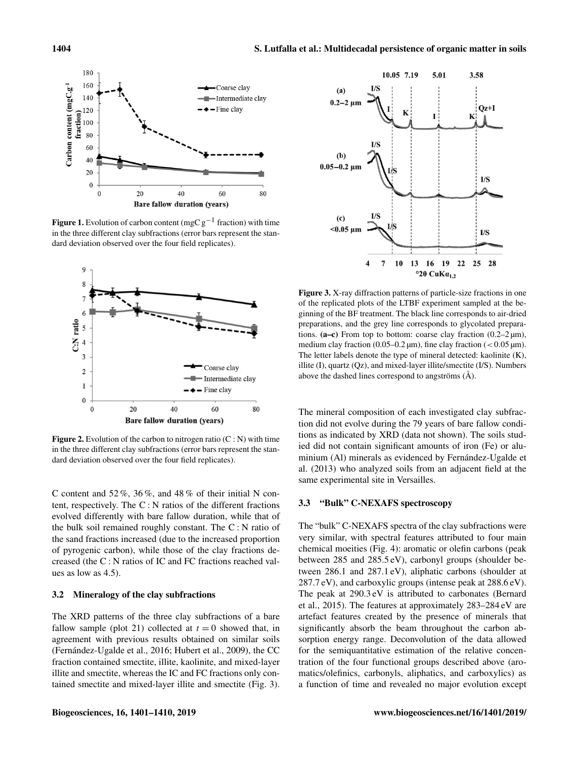**Figure 1.** Evolution of carbon content (mgC $g^{-1}$ fraction) with time in the three different clay subfractions (error bars represent the standard deviation observed over the four field replicates).

**Figure 2.** Evolution of the carbon to nitrogen ratio (C : N) with time in the three different clay subfractions (error bars represent the standard deviation observed over the four field replicates).

C content and 52 %, 36 %, and 48 % of their initial N content, respectively. The C : N ratios of the different fractions evolved differently with bare fallow duration, while that of the bulk soil remained roughly constant. The C : N ratio of the sand fractions increased (due to the increased proportion of pyrogenic carbon), while those of the clay fractions decreased (the C : N ratios of IC and FC fractions reached values as low as 4.5).

### 3.2 Mineralogy of the clay subfractions

The XRD patterns of the three clay subfractions of a bare fallow sample (plot 21) collected at $t = 0$ showed that, in agreement with previous results obtained on similar soils (Fernández-Ugalde et al., 2016; Hubert et al., 2009), the CC fraction contained smectite, illite, kaolinite, and mixed-layer illite and smectite, whereas the IC and FC fractions only contained smectite and mixed-layer illite and smectite (Fig. 3).

**Figure 3.** X-ray diffraction patterns of particle-size fractions in one of the replicated plots of the LTBF experiment sampled at the beginning of the BF treatment. The black line corresponds to air-dried preparations, and the grey line corresponds to glycolated preparations. **(a–c)** From top to bottom: coarse clay fraction (0.2–2 µm), medium clay fraction (0.05–0.2 µm), fine clay fraction (< 0.05 µm). The letter labels denote the type of mineral detected: kaolinite (K), illite (I), quartz (Qz), and mixed-layer illite/smectite (I/S). Numbers above the dashed lines correspond to angströms (Å).

The mineral composition of each investigated clay subfraction did not evolve during the 79 years of bare fallow conditions as indicated by XRD (data not shown). The soils studied did not contain significant amounts of iron (Fe) or aluminium (Al) minerals as evidenced by Fernández-Ugalde et al. (2013) who analyzed soils from an adjacent field at the same experimental site in Versailles.

### 3.3 "Bulk" C-NEXAFS spectroscopy

The "bulk" C-NEXAFS spectra of the clay subfractions were very similar, with spectral features attributed to four main chemical moieties (Fig. 4): aromatic or olefin carbons (peak between 285 and 285.5 eV), carbonyl groups (shoulder between 286.1 and 287.1 eV), aliphatic carbons (shoulder at 287.7 eV), and carboxylic groups (intense peak at 288.6 eV). The peak at 290.3 eV is attributed to carbonates (Bernard et al., 2015). The features at approximately 283–284 eV are artefact features created by the presence of minerals that significantly absorb the beam throughout the carbon absorption energy range. Deconvolution of the data allowed for the semiquantitative estimation of the relative concentration of the four functional groups described above (aromatics/olefinics, carbonyls, aliphatics, and carboxylics) as a function of time and revealed no major evolution except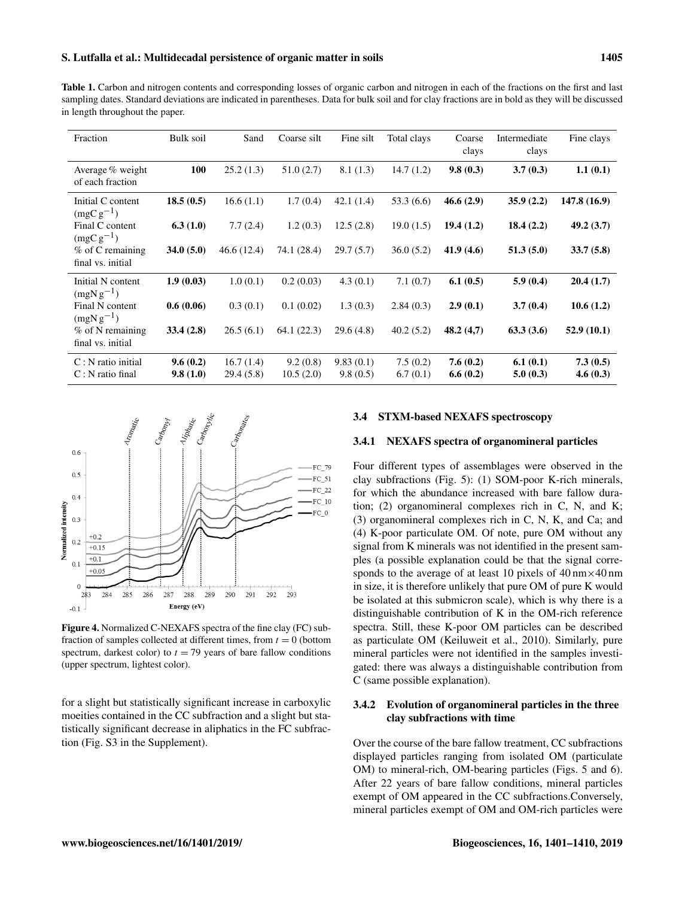**Table 1.** Carbon and nitrogen contents and corresponding losses of organic carbon and nitrogen in each of the fractions on the first and last sampling dates. Standard deviations are indicated in parentheses. Data for bulk soil and for clay fractions are in bold as they will be discussed in length throughout the paper.

| Fraction | Bulk soil | Sand | Coarse silt | Fine silt | Total clays | Coarse clays | Intermediate clays | Fine clays |
|---|---|---|---|---|---|---|---|---|
| Average % weight of each fraction | **100** | 25.2 (1.3) | 51.0 (2.7) | 8.1 (1.3) | 14.7 (1.2) | **9.8 (0.3)** | **3.7 (0.3)** | **1.1 (0.1)** |
| Initial C content ($mgC\,g^{-1}$) | **18.5 (0.5)** | 16.6 (1.1) | 1.7 (0.4) | 42.1 (1.4) | 53.3 (6.6) | **46.6 (2.9)** | **35.9 (2.2)** | **147.8 (16.9)** |
| Final C content ($mgC\,g^{-1}$) | **6.3 (1.0)** | 7.7 (2.4) | 1.2 (0.3) | 12.5 (2.8) | 19.0 (1.5) | **19.4 (1.2)** | **18.4 (2.2)** | **49.2 (3.7)** |
| % of C remaining final vs. initial | **34.0 (5.0)** | 46.6 (12.4) | 74.1 (28.4) | 29.7 (5.7) | 36.0 (5.2) | **41.9 (4.6)** | **51.3 (5.0)** | **33.7 (5.8)** |
| Initial N content ($mgN\,g^{-1}$) | **1.9 (0.03)** | 1.0 (0.1) | 0.2 (0.03) | 4.3 (0.1) | 7.1 (0.7) | **6.1 (0.5)** | **5.9 (0.4)** | **20.4 (1.7)** |
| Final N content ($mgN\,g^{-1}$) | **0.6 (0.06)** | 0.3 (0.1) | 0.1 (0.02) | 1.3 (0.3) | 2.84 (0.3) | **2.9 (0.1)** | **3.7 (0.4)** | **10.6 (1.2)** |
| % of N remaining final vs. initial | **33.4 (2.8)** | 26.5 (6.1) | 64.1 (22.3) | 29.6 (4.8) | 40.2 (5.2) | **48.2 (4,7)** | **63.3 (3.6)** | **52.9 (10.1)** |
| C : N ratio initial | **9.6 (0.2)** | 16.7 (1.4) | 9.2 (0.8) | 9.83 (0.1) | 7.5 (0.2) | **7.6 (0.2)** | **6.1 (0.1)** | **7.3 (0.5)** |
| C : N ratio final | **9.8 (1.0)** | 29.4 (5.8) | 10.5 (2.0) | 9.8 (0.5) | 6.7 (0.1) | **6.6 (0.2)** | **5.0 (0.3)** | **4.6 (0.3)** |

**Figure 4.** Normalized C-NEXAFS spectra of the fine clay (FC) subfraction of samples collected at different times, from $t = 0$ (bottom spectrum, darkest color) to $t = 79$ years of bare fallow conditions (upper spectrum, lightest color).

for a slight but statistically significant increase in carboxylic moeities contained in the CC subfraction and a slight but statistically significant decrease in aliphatics in the FC subfraction (Fig. S3 in the Supplement).

### 3.4 STXM-based NEXAFS spectroscopy

#### 3.4.1 NEXAFS spectra of organomineral particles

Four different types of assemblages were observed in the clay subfractions (Fig. 5): (1) SOM-poor K-rich minerals, for which the abundance increased with bare fallow duration; (2) organomineral complexes rich in C, N, and K; (3) organomineral complexes rich in C, N, K, and Ca; and (4) K-poor particulate OM. Of note, pure OM without any signal from K minerals was not identified in the present samples (a possible explanation could be that the signal corresponds to the average of at least 10 pixels of $40\,nm \times 40\,nm$ in size, it is therefore unlikely that pure OM of pure K would be isolated at this submicron scale), which is why there is a distinguishable contribution of K in the OM-rich reference spectra. Still, these K-poor OM particles can be described as particulate OM (Keiluweit et al., 2010). Similarly, pure mineral particles were not identified in the samples investigated: there was always a distinguishable contribution from C (same possible explanation).

#### 3.4.2 Evolution of organomineral particles in the three clay subfractions with time

Over the course of the bare fallow treatment, CC subfractions displayed particles ranging from isolated OM (particulate OM) to mineral-rich, OM-bearing particles (Figs. 5 and 6). After 22 years of bare fallow conditions, mineral particles exempt of OM appeared in the CC subfractions.Conversely, mineral particles exempt of OM and OM-rich particles were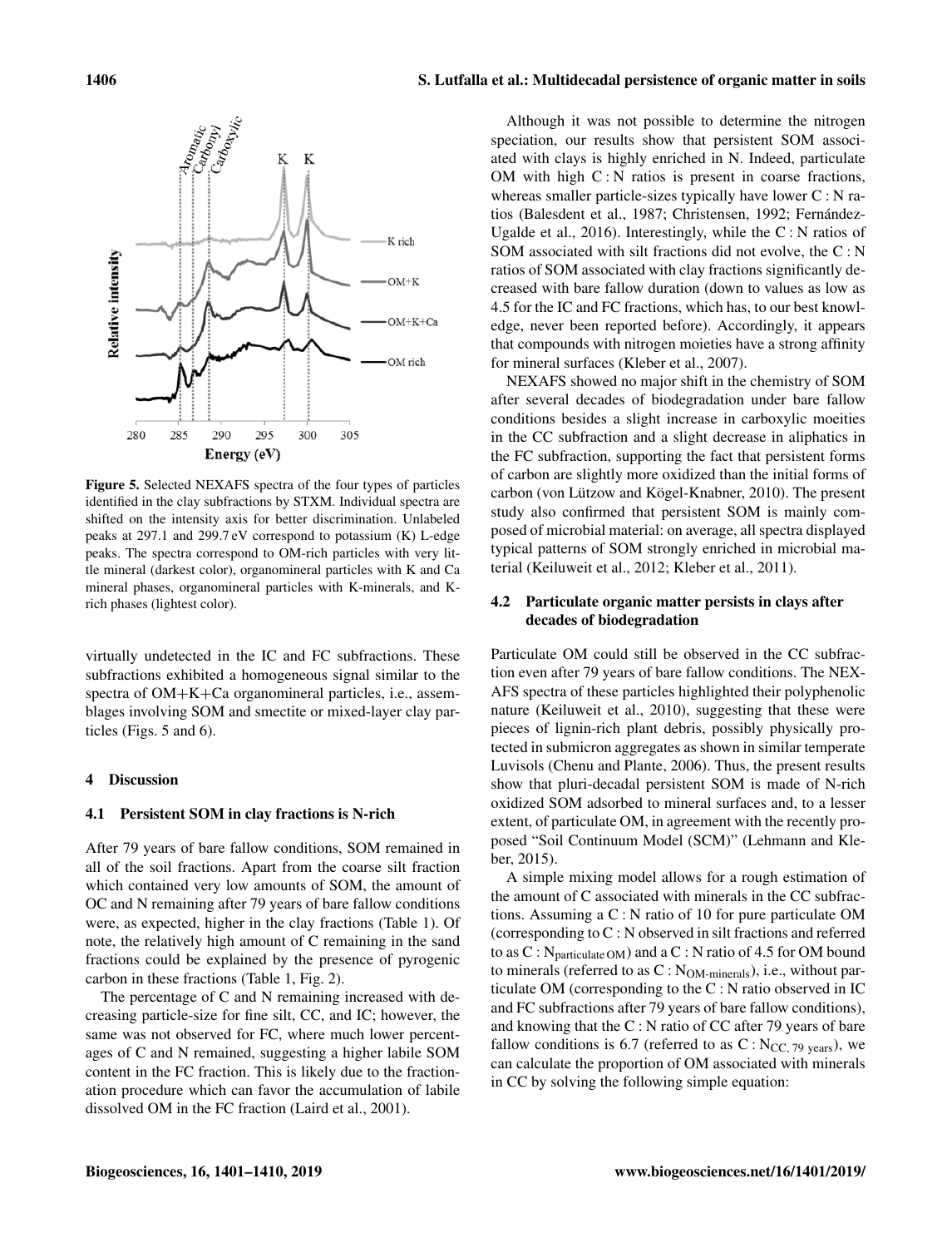Figure 5. Selected NEXAFS spectra of the four types of particles identified in the clay subfractions by STXM. Individual spectra are shifted on the intensity axis for better discrimination. Unlabeled peaks at 297.1 and 299.7 eV correspond to potassium (K) L-edge peaks. The spectra correspond to OM-rich particles with very little mineral (darkest color), organomineral particles with K and Ca mineral phases, organomineral particles with K-minerals, and K-rich phases (lightest color).

virtually undetected in the IC and FC subfractions. These subfractions exhibited a homogeneous signal similar to the spectra of OM+K+Ca organomineral particles, i.e., assemblages involving SOM and smectite or mixed-layer clay particles (Figs. 5 and 6).

## 4 Discussion

### 4.1 Persistent SOM in clay fractions is N-rich

After 79 years of bare fallow conditions, SOM remained in all of the soil fractions. Apart from the coarse silt fraction which contained very low amounts of SOM, the amount of OC and N remaining after 79 years of bare fallow conditions were, as expected, higher in the clay fractions (Table 1). Of note, the relatively high amount of C remaining in the sand fractions could be explained by the presence of pyrogenic carbon in these fractions (Table 1, Fig. 2).

The percentage of C and N remaining increased with decreasing particle-size for fine silt, CC, and IC; however, the same was not observed for FC, where much lower percentages of C and N remained, suggesting a higher labile SOM content in the FC fraction. This is likely due to the fractionation procedure which can favor the accumulation of labile dissolved OM in the FC fraction (Laird et al., 2001).

Although it was not possible to determine the nitrogen speciation, our results show that persistent SOM associated with clays is highly enriched in N. Indeed, particulate OM with high C : N ratios is present in coarse fractions, whereas smaller particle-sizes typically have lower C : N ratios (Balesdent et al., 1987; Christensen, 1992; Fernández-Ugalde et al., 2016). Interestingly, while the C : N ratios of SOM associated with silt fractions did not evolve, the C : N ratios of SOM associated with clay fractions significantly decreased with bare fallow duration (down to values as low as 4.5 for the IC and FC fractions, which has, to our best knowledge, never been reported before). Accordingly, it appears that compounds with nitrogen moieties have a strong affinity for mineral surfaces (Kleber et al., 2007).

NEXAFS showed no major shift in the chemistry of SOM after several decades of biodegradation under bare fallow conditions besides a slight increase in carboxylic moeities in the CC subfraction and a slight decrease in aliphatics in the FC subfraction, supporting the fact that persistent forms of carbon are slightly more oxidized than the initial forms of carbon (von Lützow and Kögel-Knabner, 2010). The present study also confirmed that persistent SOM is mainly composed of microbial material: on average, all spectra displayed typical patterns of SOM strongly enriched in microbial material (Keiluweit et al., 2012; Kleber et al., 2011).

### 4.2 Particulate organic matter persists in clays after decades of biodegradation

Particulate OM could still be observed in the CC subfraction even after 79 years of bare fallow conditions. The NEXAFS spectra of these particles highlighted their polyphenolic nature (Keiluweit et al., 2010), suggesting that these were pieces of lignin-rich plant debris, possibly physically protected in submicron aggregates as shown in similar temperate Luvisols (Chenu and Plante, 2006). Thus, the present results show that pluri-decadal persistent SOM is made of N-rich oxidized SOM adsorbed to mineral surfaces and, to a lesser extent, of particulate OM, in agreement with the recently proposed "Soil Continuum Model (SCM)" (Lehmann and Kleber, 2015).

A simple mixing model allows for a rough estimation of the amount of C associated with minerals in the CC subfractions. Assuming a C : N ratio of 10 for pure particulate OM (corresponding to C : N observed in silt fractions and referred to as $C:N_{\text{particulate OM}}$) and a C : N ratio of 4.5 for OM bound to minerals (referred to as $C:N_{\text{OM-minerals}}$), i.e., without particulate OM (corresponding to the C : N ratio observed in IC and FC subfractions after 79 years of bare fallow conditions), and knowing that the C : N ratio of CC after 79 years of bare fallow conditions is 6.7 (referred to as $C:N_{\text{CC, 79 years}}$), we can calculate the proportion of OM associated with minerals in CC by solving the following simple equation: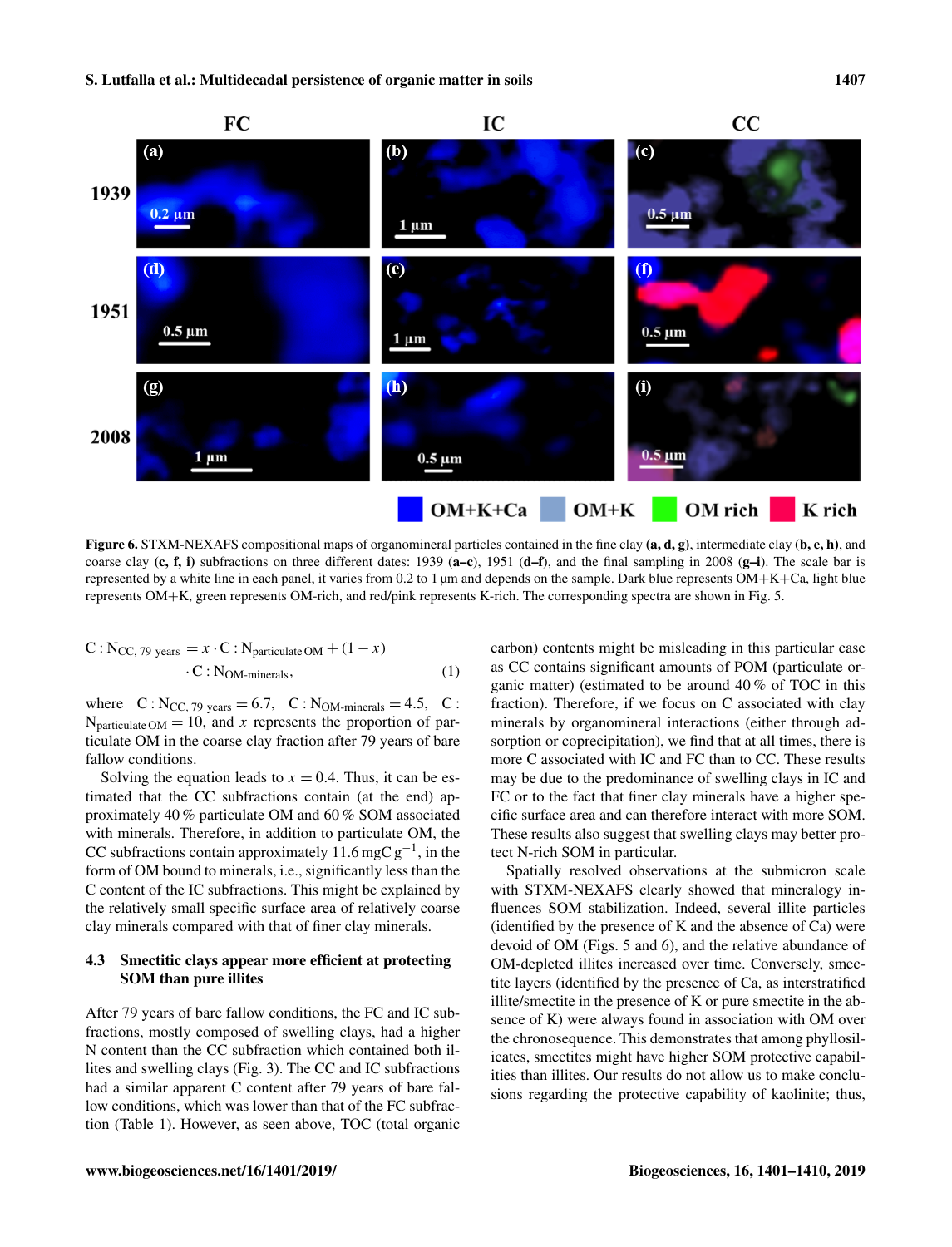Figure 6. STXM-NEXAFS compositional maps of organomineral particles contained in the fine clay **(a, d, g)**, intermediate clay **(b, e, h)**, and coarse clay **(c, f, i)** subfractions on three different dates: 1939 **(a–c)**, 1951 **(d–f)**, and the final sampling in 2008 **(g–i)**. The scale bar is represented by a white line in each panel, it varies from 0.2 to 1 µm and depends on the sample. Dark blue represents OM+K+Ca, light blue represents OM+K, green represents OM-rich, and red/pink represents K-rich. The corresponding spectra are shown in Fig. 5.

$$\mathrm{C:N_{CC,\,79\ years}} = x \cdot \mathrm{C:N_{particulate\,OM}} + (1-x) \cdot \mathrm{C:N_{OM\text{-}minerals}}, \tag{1}$$

where $\mathrm{C:N_{CC,\,79\ years}} = 6.7$, $\mathrm{C:N_{OM\text{-}minerals}} = 4.5$, $\mathrm{C:N_{particulate\,OM}} = 10$, and $x$ represents the proportion of particulate OM in the coarse clay fraction after 79 years of bare fallow conditions.

Solving the equation leads to $x = 0.4$. Thus, it can be estimated that the CC subfractions contain (at the end) approximately 40 % particulate OM and 60 % SOM associated with minerals. Therefore, in addition to particulate OM, the CC subfractions contain approximately 11.6 $\mathrm{mgC\,g^{-1}}$, in the form of OM bound to minerals, i.e., significantly less than the C content of the IC subfractions. This might be explained by the relatively small specific surface area of relatively coarse clay minerals compared with that of finer clay minerals.

### 4.3 Smectitic clays appear more efficient at protecting SOM than pure illites

After 79 years of bare fallow conditions, the FC and IC subfractions, mostly composed of swelling clays, had a higher N content than the CC subfraction which contained both illites and swelling clays (Fig. 3). The CC and IC subfractions had a similar apparent C content after 79 years of bare fallow conditions, which was lower than that of the FC subfraction (Table 1). However, as seen above, TOC (total organic carbon) contents might be misleading in this particular case as CC contains significant amounts of POM (particulate organic matter) (estimated to be around 40 % of TOC in this fraction). Therefore, if we focus on C associated with clay minerals by organomineral interactions (either through adsorption or coprecipitation), we find that at all times, there is more C associated with IC and FC than to CC. These results may be due to the predominance of swelling clays in IC and FC or to the fact that finer clay minerals have a higher specific surface area and can therefore interact with more SOM. These results also suggest that swelling clays may better protect N-rich SOM in particular.

Spatially resolved observations at the submicron scale with STXM-NEXAFS clearly showed that mineralogy influences SOM stabilization. Indeed, several illite particles (identified by the presence of K and the absence of Ca) were devoid of OM (Figs. 5 and 6), and the relative abundance of OM-depleted illites increased over time. Conversely, smectite layers (identified by the presence of Ca, as interstratified illite/smectite in the presence of K or pure smectite in the absence of K) were always found in association with OM over the chronosequence. This demonstrates that among phyllosilicates, smectites might have higher SOM protective capabilities than illites. Our results do not allow us to make conclusions regarding the protective capability of kaolinite; thus,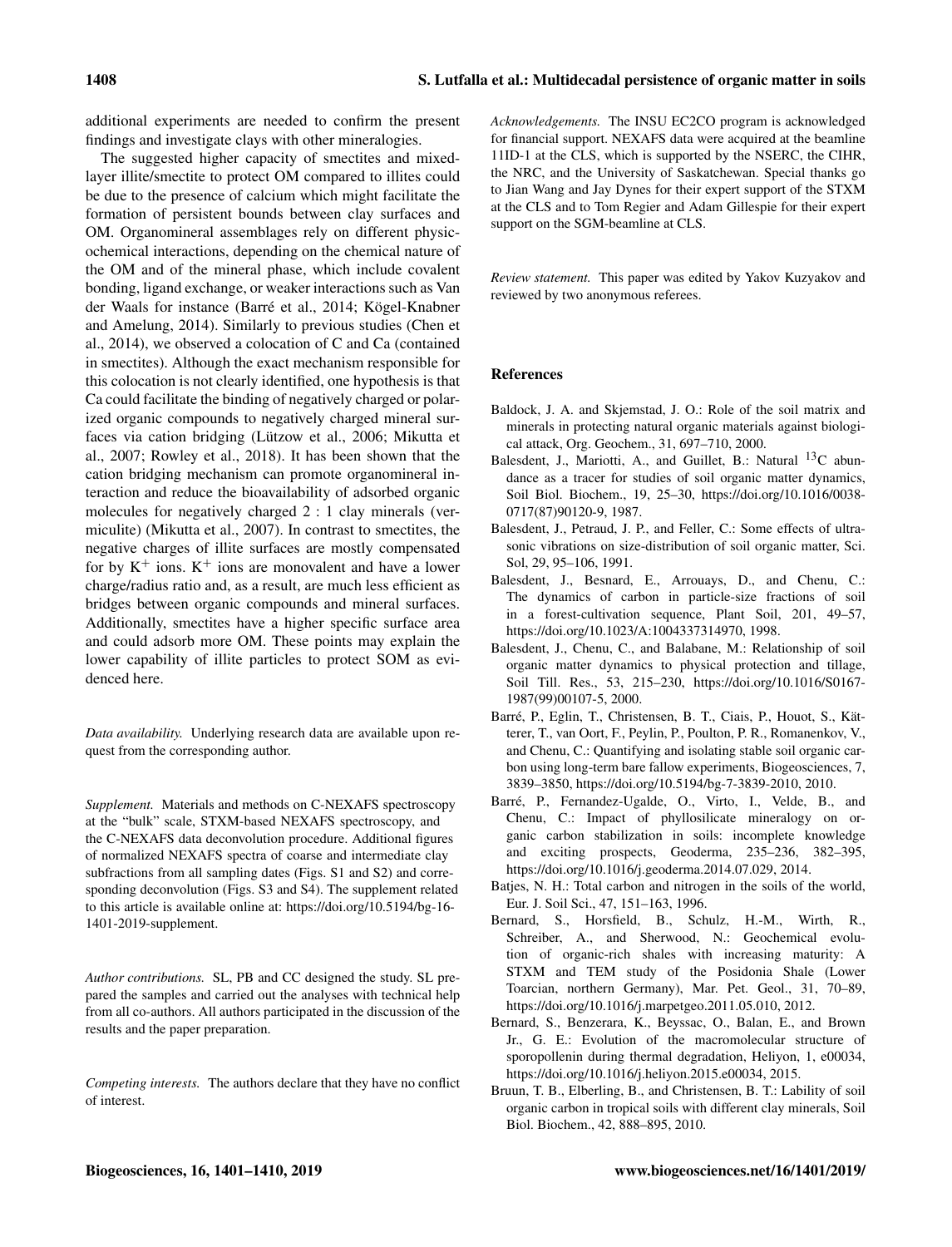additional experiments are needed to confirm the present findings and investigate clays with other mineralogies.

The suggested higher capacity of smectites and mixed-layer illite/smectite to protect OM compared to illites could be due to the presence of calcium which might facilitate the formation of persistent bounds between clay surfaces and OM. Organomineral assemblages rely on different physicochemical interactions, depending on the chemical nature of the OM and of the mineral phase, which include covalent bonding, ligand exchange, or weaker interactions such as Van der Waals for instance (Barré et al., 2014; Kögel-Knabner and Amelung, 2014). Similarly to previous studies (Chen et al., 2014), we observed a colocation of C and Ca (contained in smectites). Although the exact mechanism responsible for this colocation is not clearly identified, one hypothesis is that Ca could facilitate the binding of negatively charged or polarized organic compounds to negatively charged mineral surfaces via cation bridging (Lützow et al., 2006; Mikutta et al., 2007; Rowley et al., 2018). It has been shown that the cation bridging mechanism can promote organomineral interaction and reduce the bioavailability of adsorbed organic molecules for negatively charged 2 : 1 clay minerals (vermiculite) (Mikutta et al., 2007). In contrast to smectites, the negative charges of illite surfaces are mostly compensated for by $K^+$ ions. $K^+$ ions are monovalent and have a lower charge/radius ratio and, as a result, are much less efficient as bridges between organic compounds and mineral surfaces. Additionally, smectites have a higher specific surface area and could adsorb more OM. These points may explain the lower capability of illite particles to protect SOM as evidenced here.

*Data availability.* Underlying research data are available upon request from the corresponding author.

*Supplement.* Materials and methods on C-NEXAFS spectroscopy at the "bulk" scale, STXM-based NEXAFS spectroscopy, and the C-NEXAFS data deconvolution procedure. Additional figures of normalized NEXAFS spectra of coarse and intermediate clay subfractions from all sampling dates (Figs. S1 and S2) and corresponding deconvolution (Figs. S3 and S4). The supplement related to this article is available online at: https://doi.org/10.5194/bg-16-1401-2019-supplement.

*Author contributions.* SL, PB and CC designed the study. SL prepared the samples and carried out the analyses with technical help from all co-authors. All authors participated in the discussion of the results and the paper preparation.

*Competing interests.* The authors declare that they have no conflict of interest.

*Acknowledgements.* The INSU EC2CO program is acknowledged for financial support. NEXAFS data were acquired at the beamline 11ID-1 at the CLS, which is supported by the NSERC, the CIHR, the NRC, and the University of Saskatchewan. Special thanks go to Jian Wang and Jay Dynes for their expert support of the STXM at the CLS and to Tom Regier and Adam Gillespie for their expert support on the SGM-beamline at CLS.

*Review statement.* This paper was edited by Yakov Kuzyakov and reviewed by two anonymous referees.

## References

Baldock, J. A. and Skjemstad, J. O.: Role of the soil matrix and minerals in protecting natural organic materials against biological attack, Org. Geochem., 31, 697–710, 2000.

Balesdent, J., Mariotti, A., and Guillet, B.: Natural $^{13}$C abundance as a tracer for studies of soil organic matter dynamics, Soil Biol. Biochem., 19, 25–30, https://doi.org/10.1016/0038-0717(87)90120-9, 1987.

Balesdent, J., Petraud, J. P., and Feller, C.: Some effects of ultrasonic vibrations on size-distribution of soil organic matter, Sci. Sol, 29, 95–106, 1991.

Balesdent, J., Besnard, E., Arrouays, D., and Chenu, C.: The dynamics of carbon in particle-size fractions of soil in a forest-cultivation sequence, Plant Soil, 201, 49–57, https://doi.org/10.1023/A:1004337314970, 1998.

Balesdent, J., Chenu, C., and Balabane, M.: Relationship of soil organic matter dynamics to physical protection and tillage, Soil Till. Res., 53, 215–230, https://doi.org/10.1016/S0167-1987(99)00107-5, 2000.

Barré, P., Eglin, T., Christensen, B. T., Ciais, P., Houot, S., Kätterer, T., van Oort, F., Peylin, P., Poulton, P. R., Romanenkov, V., and Chenu, C.: Quantifying and isolating stable soil organic carbon using long-term bare fallow experiments, Biogeosciences, 7, 3839–3850, https://doi.org/10.5194/bg-7-3839-2010, 2010.

Barré, P., Fernandez-Ugalde, O., Virto, I., Velde, B., and Chenu, C.: Impact of phyllosilicate mineralogy on organic carbon stabilization in soils: incomplete knowledge and exciting prospects, Geoderma, 235–236, 382–395, https://doi.org/10.1016/j.geoderma.2014.07.029, 2014.

Batjes, N. H.: Total carbon and nitrogen in the soils of the world, Eur. J. Soil Sci., 47, 151–163, 1996.

Bernard, S., Horsfield, B., Schulz, H.-M., Wirth, R., Schreiber, A., and Sherwood, N.: Geochemical evolution of organic-rich shales with increasing maturity: A STXM and TEM study of the Posidonia Shale (Lower Toarcian, northern Germany), Mar. Pet. Geol., 31, 70–89, https://doi.org/10.1016/j.marpetgeo.2011.05.010, 2012.

Bernard, S., Benzerara, K., Beyssac, O., Balan, E., and Brown Jr., G. E.: Evolution of the macromolecular structure of sporopollenin during thermal degradation, Heliyon, 1, e00034, https://doi.org/10.1016/j.heliyon.2015.e00034, 2015.

Bruun, T. B., Elberling, B., and Christensen, B. T.: Lability of soil organic carbon in tropical soils with different clay minerals, Soil Biol. Biochem., 42, 888–895, 2010.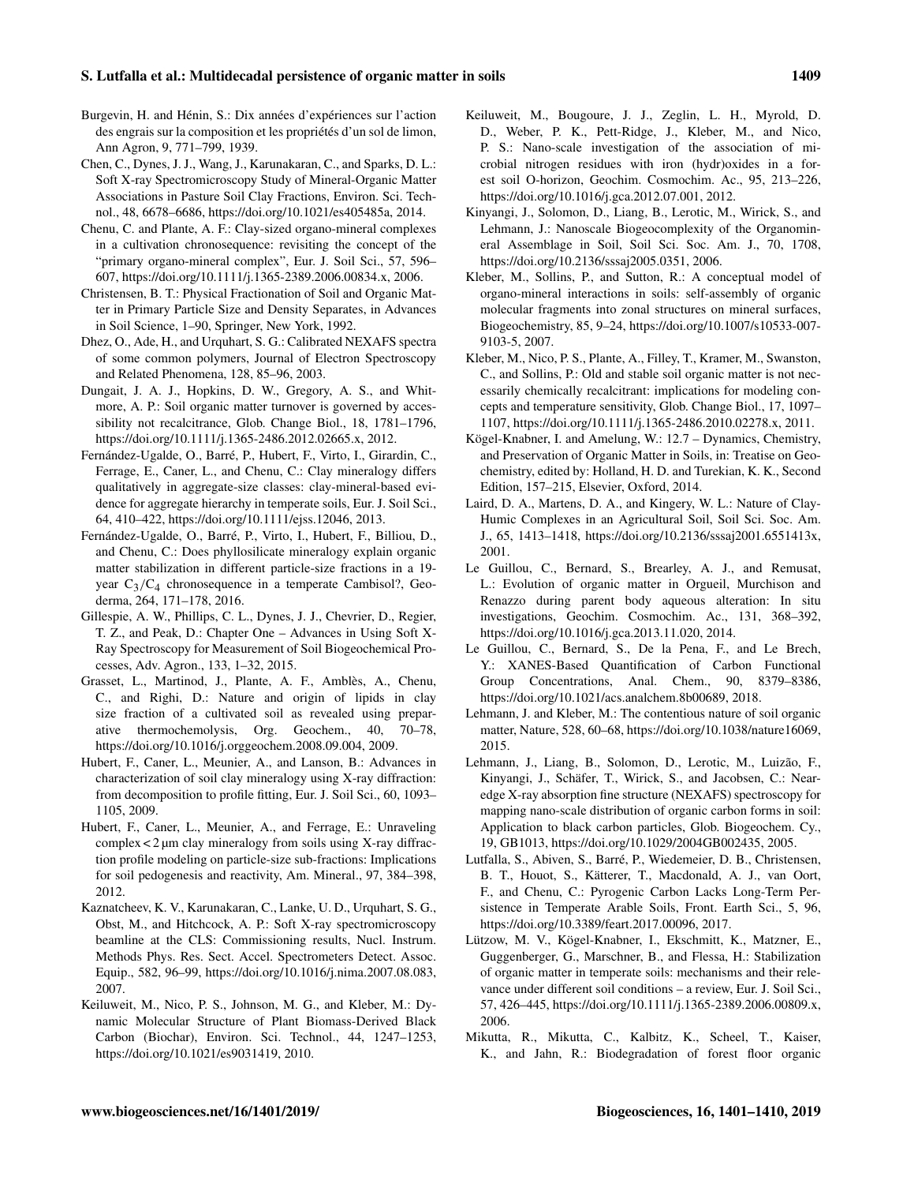Burgevin, H. and Hénin, S.: Dix années d'expériences sur l'action des engrais sur la composition et les propriétés d'un sol de limon, Ann Agron, 9, 771–799, 1939.

Chen, C., Dynes, J. J., Wang, J., Karunakaran, C., and Sparks, D. L.: Soft X-ray Spectromicroscopy Study of Mineral-Organic Matter Associations in Pasture Soil Clay Fractions, Environ. Sci. Technol., 48, 6678–6686, https://doi.org/10.1021/es405485a, 2014.

Chenu, C. and Plante, A. F.: Clay-sized organo-mineral complexes in a cultivation chronosequence: revisiting the concept of the "primary organo-mineral complex", Eur. J. Soil Sci., 57, 596–607, https://doi.org/10.1111/j.1365-2389.2006.00834.x, 2006.

Christensen, B. T.: Physical Fractionation of Soil and Organic Matter in Primary Particle Size and Density Separates, in Advances in Soil Science, 1–90, Springer, New York, 1992.

Dhez, O., Ade, H., and Urquhart, S. G.: Calibrated NEXAFS spectra of some common polymers, Journal of Electron Spectroscopy and Related Phenomena, 128, 85–96, 2003.

Dungait, J. A. J., Hopkins, D. W., Gregory, A. S., and Whitmore, A. P.: Soil organic matter turnover is governed by accessibility not recalcitrance, Glob. Change Biol., 18, 1781–1796, https://doi.org/10.1111/j.1365-2486.2012.02665.x, 2012.

Fernández-Ugalde, O., Barré, P., Hubert, F., Virto, I., Girardin, C., Ferrage, E., Caner, L., and Chenu, C.: Clay mineralogy differs qualitatively in aggregate-size classes: clay-mineral-based evidence for aggregate hierarchy in temperate soils, Eur. J. Soil Sci., 64, 410–422, https://doi.org/10.1111/ejss.12046, 2013.

Fernández-Ugalde, O., Barré, P., Virto, I., Hubert, F., Billiou, D., and Chenu, C.: Does phyllosilicate mineralogy explain organic matter stabilization in different particle-size fractions in a 19-year $C_3/C_4$ chronosequence in a temperate Cambisol?, Geoderma, 264, 171–178, 2016.

Gillespie, A. W., Phillips, C. L., Dynes, J. J., Chevrier, D., Regier, T. Z., and Peak, D.: Chapter One – Advances in Using Soft X-Ray Spectroscopy for Measurement of Soil Biogeochemical Processes, Adv. Agron., 133, 1–32, 2015.

Grasset, L., Martinod, J., Plante, A. F., Amblès, A., Chenu, C., and Righi, D.: Nature and origin of lipids in clay size fraction of a cultivated soil as revealed using preparative thermochemolysis, Org. Geochem., 40, 70–78, https://doi.org/10.1016/j.orggeochem.2008.09.004, 2009.

Hubert, F., Caner, L., Meunier, A., and Lanson, B.: Advances in characterization of soil clay mineralogy using X-ray diffraction: from decomposition to profile fitting, Eur. J. Soil Sci., 60, 1093–1105, 2009.

Hubert, F., Caner, L., Meunier, A., and Ferrage, E.: Unraveling complex < 2 µm clay mineralogy from soils using X-ray diffraction profile modeling on particle-size sub-fractions: Implications for soil pedogenesis and reactivity, Am. Mineral., 97, 384–398, 2012.

Kaznatcheev, K. V., Karunakaran, C., Lanke, U. D., Urquhart, S. G., Obst, M., and Hitchcock, A. P.: Soft X-ray spectromicroscopy beamline at the CLS: Commissioning results, Nucl. Instrum. Methods Phys. Res. Sect. Accel. Spectrometers Detect. Assoc. Equip., 582, 96–99, https://doi.org/10.1016/j.nima.2007.08.083, 2007.

Keiluweit, M., Nico, P. S., Johnson, M. G., and Kleber, M.: Dynamic Molecular Structure of Plant Biomass-Derived Black Carbon (Biochar), Environ. Sci. Technol., 44, 1247–1253, https://doi.org/10.1021/es9031419, 2010.

Keiluweit, M., Bougoure, J. J., Zeglin, L. H., Myrold, D. D., Weber, P. K., Pett-Ridge, J., Kleber, M., and Nico, P. S.: Nano-scale investigation of the association of microbial nitrogen residues with iron (hydr)oxides in a forest soil O-horizon, Geochim. Cosmochim. Ac., 95, 213–226, https://doi.org/10.1016/j.gca.2012.07.001, 2012.

Kinyangi, J., Solomon, D., Liang, B., Lerotic, M., Wirick, S., and Lehmann, J.: Nanoscale Biogeocomplexity of the Organomineral Assemblage in Soil, Soil Sci. Soc. Am. J., 70, 1708, https://doi.org/10.2136/sssaj2005.0351, 2006.

Kleber, M., Sollins, P., and Sutton, R.: A conceptual model of organo-mineral interactions in soils: self-assembly of organic molecular fragments into zonal structures on mineral surfaces, Biogeochemistry, 85, 9–24, https://doi.org/10.1007/s10533-007-9103-5, 2007.

Kleber, M., Nico, P. S., Plante, A., Filley, T., Kramer, M., Swanston, C., and Sollins, P.: Old and stable soil organic matter is not necessarily chemically recalcitrant: implications for modeling concepts and temperature sensitivity, Glob. Change Biol., 17, 1097–1107, https://doi.org/10.1111/j.1365-2486.2010.02278.x, 2011.

Kögel-Knabner, I. and Amelung, W.: 12.7 – Dynamics, Chemistry, and Preservation of Organic Matter in Soils, in: Treatise on Geochemistry, edited by: Holland, H. D. and Turekian, K. K., Second Edition, 157–215, Elsevier, Oxford, 2014.

Laird, D. A., Martens, D. A., and Kingery, W. L.: Nature of Clay-Humic Complexes in an Agricultural Soil, Soil Sci. Soc. Am. J., 65, 1413–1418, https://doi.org/10.2136/sssaj2001.6551413x, 2001.

Le Guillou, C., Bernard, S., Brearley, A. J., and Remusat, L.: Evolution of organic matter in Orgueil, Murchison and Renazzo during parent body aqueous alteration: In situ investigations, Geochim. Cosmochim. Ac., 131, 368–392, https://doi.org/10.1016/j.gca.2013.11.020, 2014.

Le Guillou, C., Bernard, S., De la Pena, F., and Le Brech, Y.: XANES-Based Quantification of Carbon Functional Group Concentrations, Anal. Chem., 90, 8379–8386, https://doi.org/10.1021/acs.analchem.8b00689, 2018.

Lehmann, J. and Kleber, M.: The contentious nature of soil organic matter, Nature, 528, 60–68, https://doi.org/10.1038/nature16069, 2015.

Lehmann, J., Liang, B., Solomon, D., Lerotic, M., Luizão, F., Kinyangi, J., Schäfer, T., Wirick, S., and Jacobsen, C.: Near-edge X-ray absorption fine structure (NEXAFS) spectroscopy for mapping nano-scale distribution of organic carbon forms in soil: Application to black carbon particles, Glob. Biogeochem. Cy., 19, GB1013, https://doi.org/10.1029/2004GB002435, 2005.

Lutfalla, S., Abiven, S., Barré, P., Wiedemeier, D. B., Christensen, B. T., Houot, S., Kätterer, T., Macdonald, A. J., van Oort, F., and Chenu, C.: Pyrogenic Carbon Lacks Long-Term Persistence in Temperate Arable Soils, Front. Earth Sci., 5, 96, https://doi.org/10.3389/feart.2017.00096, 2017.

Lützow, M. V., Kögel-Knabner, I., Ekschmitt, K., Matzner, E., Guggenberger, G., Marschner, B., and Flessa, H.: Stabilization of organic matter in temperate soils: mechanisms and their relevance under different soil conditions – a review, Eur. J. Soil Sci., 57, 426–445, https://doi.org/10.1111/j.1365-2389.2006.00809.x, 2006.

Mikutta, R., Mikutta, C., Kalbitz, K., Scheel, T., Kaiser, K., and Jahn, R.: Biodegradation of forest floor organic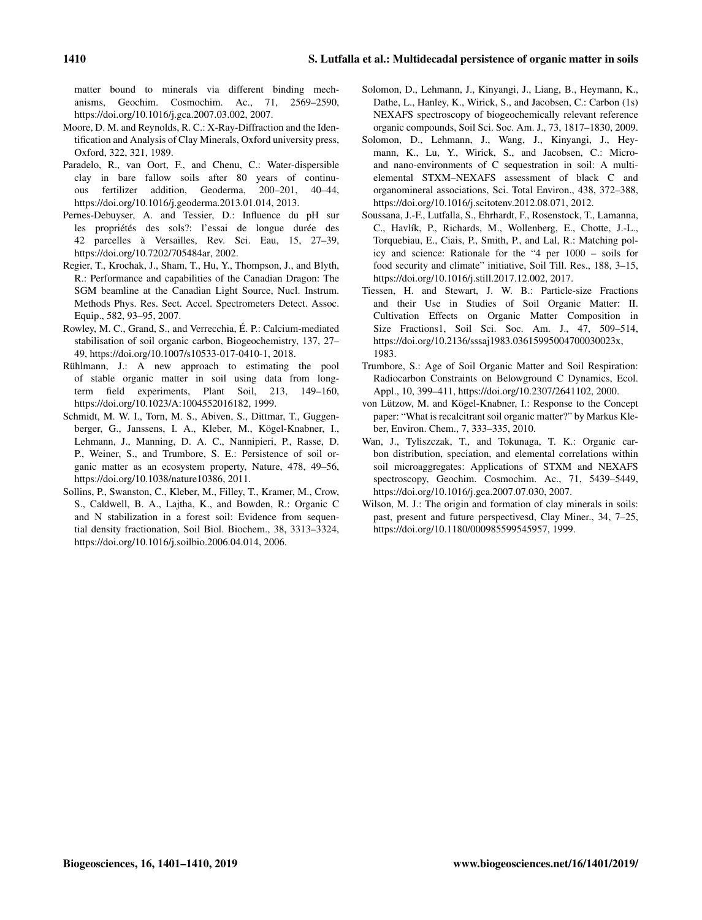matter bound to minerals via different binding mechanisms, Geochim. Cosmochim. Ac., 71, 2569–2590, https://doi.org/10.1016/j.gca.2007.03.002, 2007.

Moore, D. M. and Reynolds, R. C.: X-Ray-Diffraction and the Identification and Analysis of Clay Minerals, Oxford university press, Oxford, 322, 321, 1989.

Paradelo, R., van Oort, F., and Chenu, C.: Water-dispersible clay in bare fallow soils after 80 years of continuous fertilizer addition, Geoderma, 200–201, 40–44, https://doi.org/10.1016/j.geoderma.2013.01.014, 2013.

Pernes-Debuyser, A. and Tessier, D.: Influence du pH sur les propriétés des sols?: l'essai de longue durée des 42 parcelles à Versailles, Rev. Sci. Eau, 15, 27–39, https://doi.org/10.7202/705484ar, 2002.

Regier, T., Krochak, J., Sham, T., Hu, Y., Thompson, J., and Blyth, R.: Performance and capabilities of the Canadian Dragon: The SGM beamline at the Canadian Light Source, Nucl. Instrum. Methods Phys. Res. Sect. Accel. Spectrometers Detect. Assoc. Equip., 582, 93–95, 2007.

Rowley, M. C., Grand, S., and Verrecchia, É. P.: Calcium-mediated stabilisation of soil organic carbon, Biogeochemistry, 137, 27–49, https://doi.org/10.1007/s10533-017-0410-1, 2018.

Rühlmann, J.: A new approach to estimating the pool of stable organic matter in soil using data from long-term field experiments, Plant Soil, 213, 149–160, https://doi.org/10.1023/A:1004552016182, 1999.

Schmidt, M. W. I., Torn, M. S., Abiven, S., Dittmar, T., Guggenberger, G., Janssens, I. A., Kleber, M., Kögel-Knabner, I., Lehmann, J., Manning, D. A. C., Nannipieri, P., Rasse, D. P., Weiner, S., and Trumbore, S. E.: Persistence of soil organic matter as an ecosystem property, Nature, 478, 49–56, https://doi.org/10.1038/nature10386, 2011.

Sollins, P., Swanston, C., Kleber, M., Filley, T., Kramer, M., Crow, S., Caldwell, B. A., Lajtha, K., and Bowden, R.: Organic C and N stabilization in a forest soil: Evidence from sequential density fractionation, Soil Biol. Biochem., 38, 3313–3324, https://doi.org/10.1016/j.soilbio.2006.04.014, 2006.

Solomon, D., Lehmann, J., Kinyangi, J., Liang, B., Heymann, K., Dathe, L., Hanley, K., Wirick, S., and Jacobsen, C.: Carbon (1s) NEXAFS spectroscopy of biogeochemically relevant reference organic compounds, Soil Sci. Soc. Am. J., 73, 1817–1830, 2009.

Solomon, D., Lehmann, J., Wang, J., Kinyangi, J., Heymann, K., Lu, Y., Wirick, S., and Jacobsen, C.: Micro- and nano-environments of C sequestration in soil: A multi-elemental STXM–NEXAFS assessment of black C and organomineral associations, Sci. Total Environ., 438, 372–388, https://doi.org/10.1016/j.scitotenv.2012.08.071, 2012.

Soussana, J.-F., Lutfalla, S., Ehrhardt, F., Rosenstock, T., Lamanna, C., Havlík, P., Richards, M., Wollenberg, E., Chotte, J.-L., Torquebiau, E., Ciais, P., Smith, P., and Lal, R.: Matching policy and science: Rationale for the "4 per 1000 – soils for food security and climate" initiative, Soil Till. Res., 188, 3–15, https://doi.org/10.1016/j.still.2017.12.002, 2017.

Tiessen, H. and Stewart, J. W. B.: Particle-size Fractions and their Use in Studies of Soil Organic Matter: II. Cultivation Effects on Organic Matter Composition in Size Fractions1, Soil Sci. Soc. Am. J., 47, 509–514, https://doi.org/10.2136/sssaj1983.03615995004700030023x, 1983.

Trumbore, S.: Age of Soil Organic Matter and Soil Respiration: Radiocarbon Constraints on Belowground C Dynamics, Ecol. Appl., 10, 399–411, https://doi.org/10.2307/2641102, 2000.

von Lützow, M. and Kögel-Knabner, I.: Response to the Concept paper: "What is recalcitrant soil organic matter?" by Markus Kleber, Environ. Chem., 7, 333–335, 2010.

Wan, J., Tyliszczak, T., and Tokunaga, T. K.: Organic carbon distribution, speciation, and elemental correlations within soil microaggregates: Applications of STXM and NEXAFS spectroscopy, Geochim. Cosmochim. Ac., 71, 5439–5449, https://doi.org/10.1016/j.gca.2007.07.030, 2007.

Wilson, M. J.: The origin and formation of clay minerals in soils: past, present and future perspectivesd, Clay Miner., 34, 7–25, https://doi.org/10.1180/000985599545957, 1999.